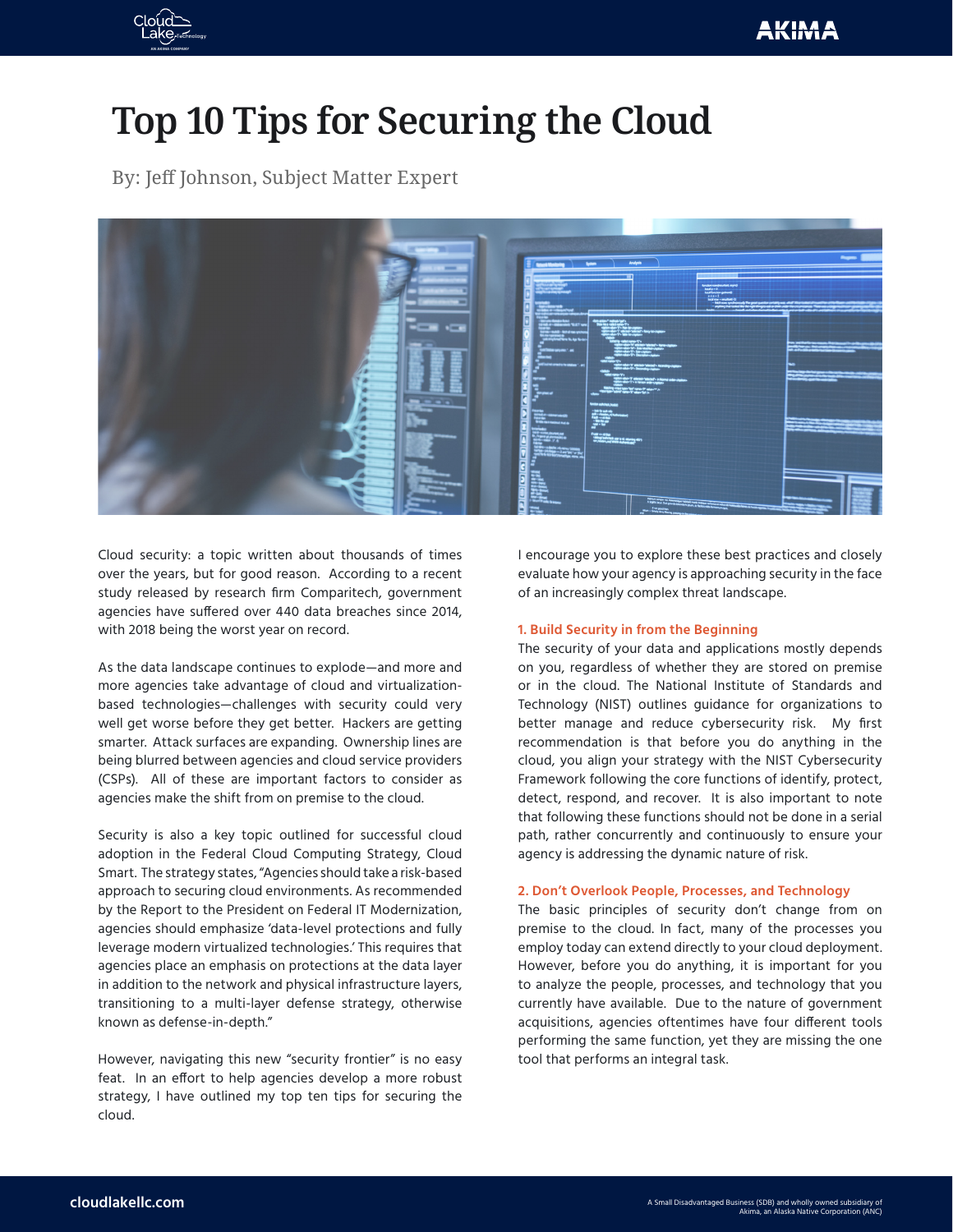# Top 10 Tips for Securing the Cloud

By: Jeff Johnson, Subject Matter Expert

Cloud security: a topic written about thousands of times over the years, but for good reason. According to a recent study released by research firm Comparitech, government agencies have suffered over 440 data breaches since 2014, with 2018 being the worst year on record.

As the data landscape continues to explode—and more and more agencies take advantage of cloud and virtualization-based technologies—challenges with security could very well get worse before they get better. Hackers are getting smarter. Attack surfaces are expanding. Ownership lines are being blurred between agencies and cloud service providers (CSPs). All of these are important factors to consider as agencies make the shift from on premise to the cloud.

Security is also a key topic outlined for successful cloud adoption in the Federal Cloud Computing Strategy, Cloud Smart. The strategy states, "Agencies should take a risk-based approach to securing cloud environments. As recommended by the Report to the President on Federal IT Modernization, agencies should emphasize 'data-level protections and fully leverage modern virtualized technologies.' This requires that agencies place an emphasis on protections at the data layer in addition to the network and physical infrastructure layers, transitioning to a multi-layer defense strategy, otherwise known as defense-in-depth."

However, navigating this new "security frontier" is no easy feat. In an effort to help agencies develop a more robust strategy, I have outlined my top ten tips for securing the cloud.

I encourage you to explore these best practices and closely evaluate how your agency is approaching security in the face of an increasingly complex threat landscape.

### 1. Build Security in from the Beginning

The security of your data and applications mostly depends on you, regardless of whether they are stored on premise or in the cloud. The National Institute of Standards and Technology (NIST) outlines guidance for organizations to better manage and reduce cybersecurity risk. My first recommendation is that before you do anything in the cloud, you align your strategy with the NIST Cybersecurity Framework following the core functions of identify, protect, detect, respond, and recover. It is also important to note that following these functions should not be done in a serial path, rather concurrently and continuously to ensure your agency is addressing the dynamic nature of risk.

### 2. Don't Overlook People, Processes, and Technology

The basic principles of security don't change from on premise to the cloud. In fact, many of the processes you employ today can extend directly to your cloud deployment. However, before you do anything, it is important for you to analyze the people, processes, and technology that you currently have available. Due to the nature of government acquisitions, agencies oftentimes have four different tools performing the same function, yet they are missing the one tool that performs an integral task.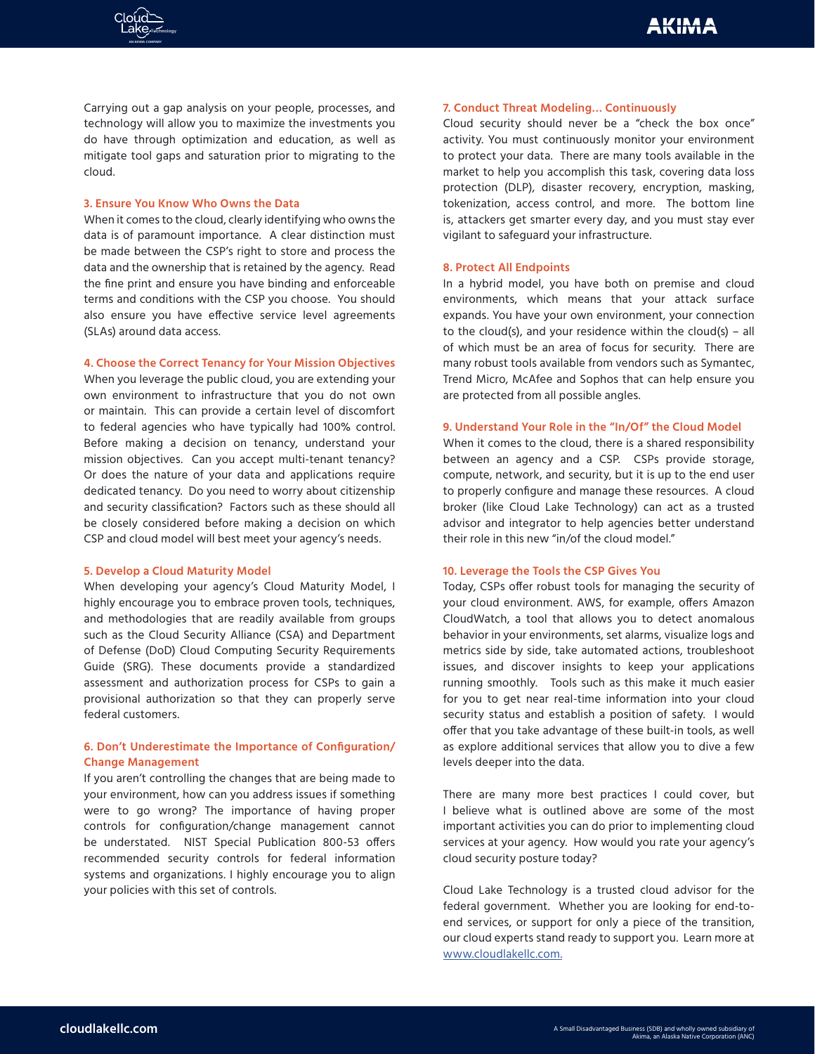Carrying out a gap analysis on your people, processes, and technology will allow you to maximize the investments you do have through optimization and education, as well as mitigate tool gaps and saturation prior to migrating to the cloud.

### 3. Ensure You Know Who Owns the Data

When it comes to the cloud, clearly identifying who owns the data is of paramount importance. A clear distinction must be made between the CSP's right to store and process the data and the ownership that is retained by the agency. Read the fine print and ensure you have binding and enforceable terms and conditions with the CSP you choose. You should also ensure you have effective service level agreements (SLAs) around data access.

### 4. Choose the Correct Tenancy for Your Mission Objectives

When you leverage the public cloud, you are extending your own environment to infrastructure that you do not own or maintain. This can provide a certain level of discomfort to federal agencies who have typically had 100% control. Before making a decision on tenancy, understand your mission objectives. Can you accept multi-tenant tenancy? Or does the nature of your data and applications require dedicated tenancy. Do you need to worry about citizenship and security classification? Factors such as these should all be closely considered before making a decision on which CSP and cloud model will best meet your agency's needs.

### 5. Develop a Cloud Maturity Model

When developing your agency's Cloud Maturity Model, I highly encourage you to embrace proven tools, techniques, and methodologies that are readily available from groups such as the Cloud Security Alliance (CSA) and Department of Defense (DoD) Cloud Computing Security Requirements Guide (SRG). These documents provide a standardized assessment and authorization process for CSPs to gain a provisional authorization so that they can properly serve federal customers.

### 6. Don't Underestimate the Importance of Configuration/Change Management

If you aren't controlling the changes that are being made to your environment, how can you address issues if something were to go wrong? The importance of having proper controls for configuration/change management cannot be understated. NIST Special Publication 800-53 offers recommended security controls for federal information systems and organizations. I highly encourage you to align your policies with this set of controls.

### 7. Conduct Threat Modeling… Continuously

Cloud security should never be a "check the box once" activity. You must continuously monitor your environment to protect your data. There are many tools available in the market to help you accomplish this task, covering data loss protection (DLP), disaster recovery, encryption, masking, tokenization, access control, and more. The bottom line is, attackers get smarter every day, and you must stay ever vigilant to safeguard your infrastructure.

### 8. Protect All Endpoints

In a hybrid model, you have both on premise and cloud environments, which means that your attack surface expands. You have your own environment, your connection to the cloud(s), and your residence within the cloud(s) – all of which must be an area of focus for security. There are many robust tools available from vendors such as Symantec, Trend Micro, McAfee and Sophos that can help ensure you are protected from all possible angles.

### 9. Understand Your Role in the "In/Of" the Cloud Model

When it comes to the cloud, there is a shared responsibility between an agency and a CSP. CSPs provide storage, compute, network, and security, but it is up to the end user to properly configure and manage these resources. A cloud broker (like Cloud Lake Technology) can act as a trusted advisor and integrator to help agencies better understand their role in this new "in/of the cloud model."

### 10. Leverage the Tools the CSP Gives You

Today, CSPs offer robust tools for managing the security of your cloud environment. AWS, for example, offers Amazon CloudWatch, a tool that allows you to detect anomalous behavior in your environments, set alarms, visualize logs and metrics side by side, take automated actions, troubleshoot issues, and discover insights to keep your applications running smoothly. Tools such as this make it much easier for you to get near real-time information into your cloud security status and establish a position of safety. I would offer that you take advantage of these built-in tools, as well as explore additional services that allow you to dive a few levels deeper into the data.

There are many more best practices I could cover, but I believe what is outlined above are some of the most important activities you can do prior to implementing cloud services at your agency. How would you rate your agency's cloud security posture today?

Cloud Lake Technology is a trusted cloud advisor for the federal government. Whether you are looking for end-to-end services, or support for only a piece of the transition, our cloud experts stand ready to support you. Learn more at [www.cloudlakellc.com.](http://www.cloudlakellc.com)

**cloudlakellc.com**

A Small Disadvantaged Business (SDB) and wholly owned subsidiary of Akima, an Alaska Native Corporation (ANC)